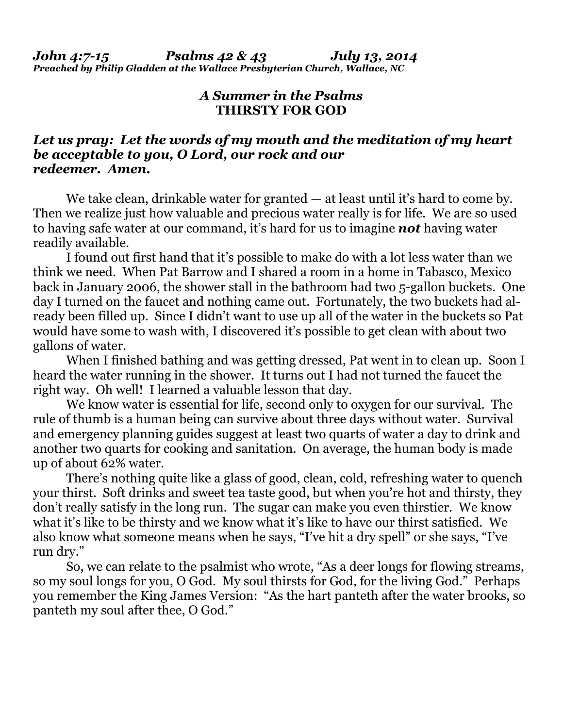***John 4:7-15 Psalms 42 & 43 July 13, 2014***
***Preached by Philip Gladden at the Wallace Presbyterian Church, Wallace, NC***

## *A Summer in the Psalms*
## THIRSTY FOR GOD

***Let us pray: Let the words of my mouth and the meditation of my heart be acceptable to you, O Lord, our rock and our redeemer. Amen.***

We take clean, drinkable water for granted — at least until it's hard to come by. Then we realize just how valuable and precious water really is for life. We are so used to having safe water at our command, it's hard for us to imagine ***not*** having water readily available.

I found out first hand that it's possible to make do with a lot less water than we think we need. When Pat Barrow and I shared a room in a home in Tabasco, Mexico back in January 2006, the shower stall in the bathroom had two 5-gallon buckets. One day I turned on the faucet and nothing came out. Fortunately, the two buckets had already been filled up. Since I didn't want to use up all of the water in the buckets so Pat would have some to wash with, I discovered it's possible to get clean with about two gallons of water.

When I finished bathing and was getting dressed, Pat went in to clean up. Soon I heard the water running in the shower. It turns out I had not turned the faucet the right way. Oh well! I learned a valuable lesson that day.

We know water is essential for life, second only to oxygen for our survival. The rule of thumb is a human being can survive about three days without water. Survival and emergency planning guides suggest at least two quarts of water a day to drink and another two quarts for cooking and sanitation. On average, the human body is made up of about 62% water.

There's nothing quite like a glass of good, clean, cold, refreshing water to quench your thirst. Soft drinks and sweet tea taste good, but when you're hot and thirsty, they don't really satisfy in the long run. The sugar can make you even thirstier. We know what it's like to be thirsty and we know what it's like to have our thirst satisfied. We also know what someone means when he says, "I've hit a dry spell" or she says, "I've run dry."

So, we can relate to the psalmist who wrote, "As a deer longs for flowing streams, so my soul longs for you, O God. My soul thirsts for God, for the living God." Perhaps you remember the King James Version: "As the hart panteth after the water brooks, so panteth my soul after thee, O God."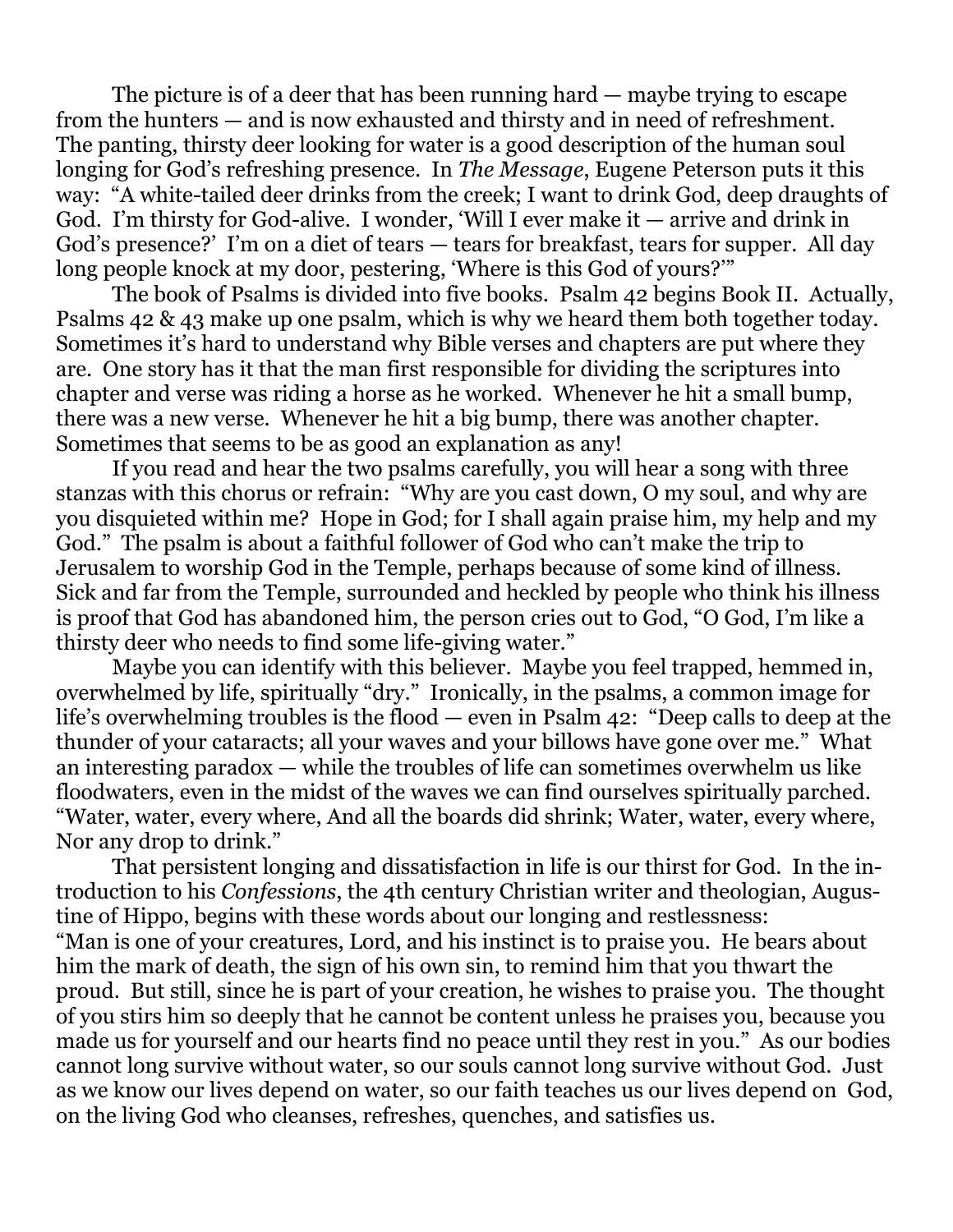The picture is of a deer that has been running hard — maybe trying to escape from the hunters — and is now exhausted and thirsty and in need of refreshment. The panting, thirsty deer looking for water is a good description of the human soul longing for God's refreshing presence. In *The Message*, Eugene Peterson puts it this way: "A white-tailed deer drinks from the creek; I want to drink God, deep draughts of God. I'm thirsty for God-alive. I wonder, 'Will I ever make it — arrive and drink in God's presence?' I'm on a diet of tears — tears for breakfast, tears for supper. All day long people knock at my door, pestering, 'Where is this God of yours?'"

The book of Psalms is divided into five books. Psalm 42 begins Book II. Actually, Psalms 42 & 43 make up one psalm, which is why we heard them both together today. Sometimes it's hard to understand why Bible verses and chapters are put where they are. One story has it that the man first responsible for dividing the scriptures into chapter and verse was riding a horse as he worked. Whenever he hit a small bump, there was a new verse. Whenever he hit a big bump, there was another chapter. Sometimes that seems to be as good an explanation as any!

If you read and hear the two psalms carefully, you will hear a song with three stanzas with this chorus or refrain: "Why are you cast down, O my soul, and why are you disquieted within me? Hope in God; for I shall again praise him, my help and my God." The psalm is about a faithful follower of God who can't make the trip to Jerusalem to worship God in the Temple, perhaps because of some kind of illness. Sick and far from the Temple, surrounded and heckled by people who think his illness is proof that God has abandoned him, the person cries out to God, "O God, I'm like a thirsty deer who needs to find some life-giving water."

Maybe you can identify with this believer. Maybe you feel trapped, hemmed in, overwhelmed by life, spiritually "dry." Ironically, in the psalms, a common image for life's overwhelming troubles is the flood — even in Psalm 42: "Deep calls to deep at the thunder of your cataracts; all your waves and your billows have gone over me." What an interesting paradox — while the troubles of life can sometimes overwhelm us like floodwaters, even in the midst of the waves we can find ourselves spiritually parched. "Water, water, every where, And all the boards did shrink; Water, water, every where, Nor any drop to drink."

That persistent longing and dissatisfaction in life is our thirst for God. In the introduction to his *Confessions*, the 4th century Christian writer and theologian, Augustine of Hippo, begins with these words about our longing and restlessness: "Man is one of your creatures, Lord, and his instinct is to praise you. He bears about him the mark of death, the sign of his own sin, to remind him that you thwart the proud. But still, since he is part of your creation, he wishes to praise you. The thought of you stirs him so deeply that he cannot be content unless he praises you, because you made us for yourself and our hearts find no peace until they rest in you." As our bodies cannot long survive without water, so our souls cannot long survive without God. Just as we know our lives depend on water, so our faith teaches us our lives depend on God, on the living God who cleanses, refreshes, quenches, and satisfies us.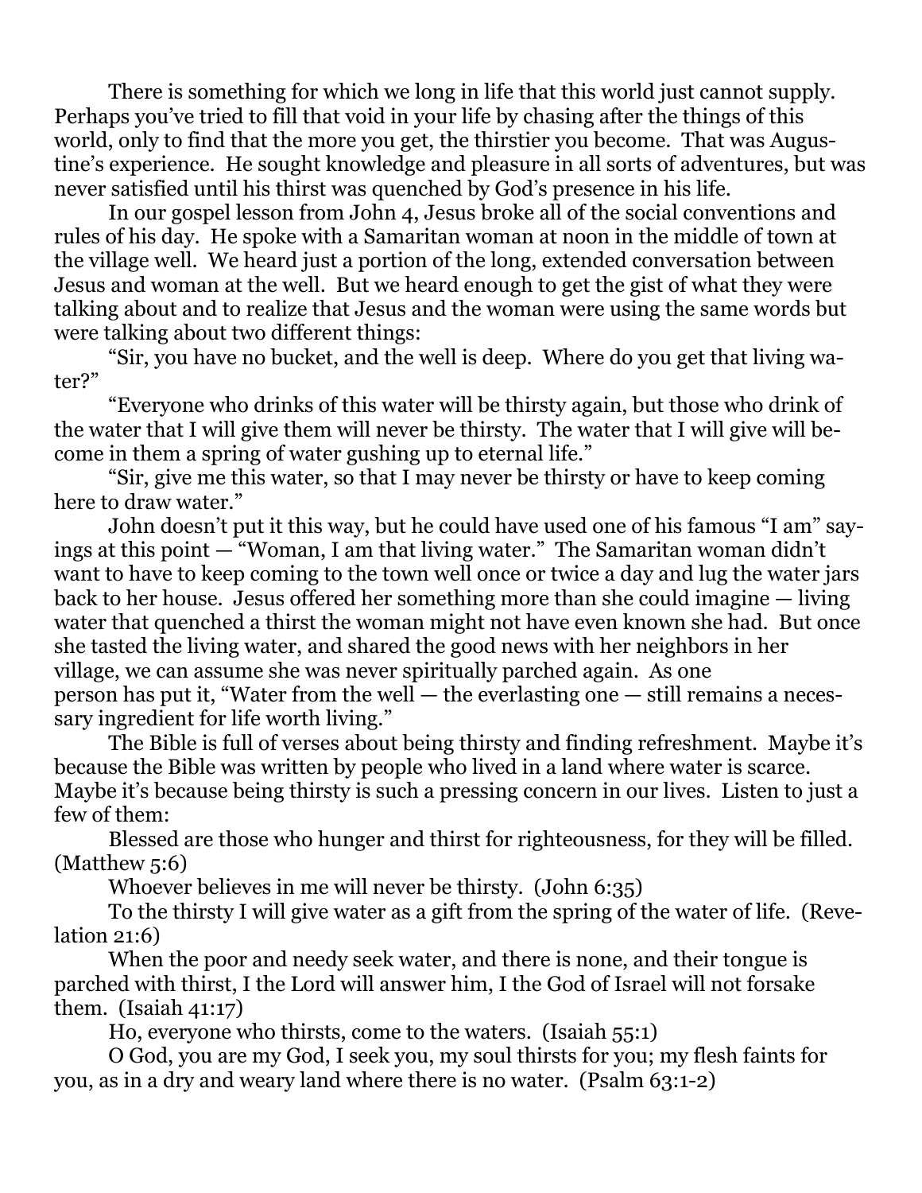There is something for which we long in life that this world just cannot supply. Perhaps you've tried to fill that void in your life by chasing after the things of this world, only to find that the more you get, the thirstier you become. That was Augustine's experience. He sought knowledge and pleasure in all sorts of adventures, but was never satisfied until his thirst was quenched by God's presence in his life.

In our gospel lesson from John 4, Jesus broke all of the social conventions and rules of his day. He spoke with a Samaritan woman at noon in the middle of town at the village well. We heard just a portion of the long, extended conversation between Jesus and woman at the well. But we heard enough to get the gist of what they were talking about and to realize that Jesus and the woman were using the same words but were talking about two different things:

"Sir, you have no bucket, and the well is deep. Where do you get that living water?"

"Everyone who drinks of this water will be thirsty again, but those who drink of the water that I will give them will never be thirsty. The water that I will give will become in them a spring of water gushing up to eternal life."

"Sir, give me this water, so that I may never be thirsty or have to keep coming here to draw water."

John doesn't put it this way, but he could have used one of his famous "I am" sayings at this point — "Woman, I am that living water." The Samaritan woman didn't want to have to keep coming to the town well once or twice a day and lug the water jars back to her house. Jesus offered her something more than she could imagine — living water that quenched a thirst the woman might not have even known she had. But once she tasted the living water, and shared the good news with her neighbors in her village, we can assume she was never spiritually parched again. As one person has put it, "Water from the well — the everlasting one — still remains a necessary ingredient for life worth living."

The Bible is full of verses about being thirsty and finding refreshment. Maybe it's because the Bible was written by people who lived in a land where water is scarce. Maybe it's because being thirsty is such a pressing concern in our lives. Listen to just a few of them:

Blessed are those who hunger and thirst for righteousness, for they will be filled. (Matthew 5:6)

Whoever believes in me will never be thirsty. (John 6:35)

To the thirsty I will give water as a gift from the spring of the water of life. (Revelation 21:6)

When the poor and needy seek water, and there is none, and their tongue is parched with thirst, I the Lord will answer him, I the God of Israel will not forsake them. (Isaiah 41:17)

Ho, everyone who thirsts, come to the waters. (Isaiah 55:1)

O God, you are my God, I seek you, my soul thirsts for you; my flesh faints for you, as in a dry and weary land where there is no water. (Psalm 63:1-2)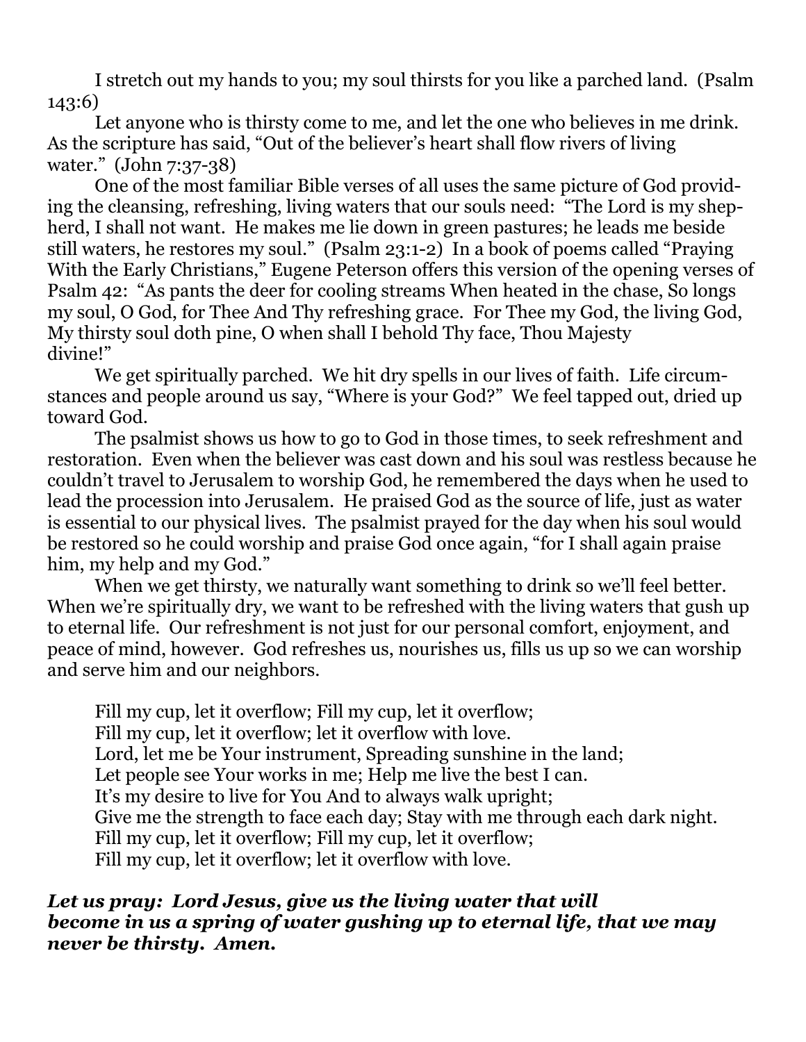I stretch out my hands to you; my soul thirsts for you like a parched land. (Psalm 143:6)

Let anyone who is thirsty come to me, and let the one who believes in me drink. As the scripture has said, "Out of the believer's heart shall flow rivers of living water." (John 7:37-38)

One of the most familiar Bible verses of all uses the same picture of God providing the cleansing, refreshing, living waters that our souls need: "The Lord is my shepherd, I shall not want. He makes me lie down in green pastures; he leads me beside still waters, he restores my soul." (Psalm 23:1-2) In a book of poems called "Praying With the Early Christians," Eugene Peterson offers this version of the opening verses of Psalm 42: "As pants the deer for cooling streams When heated in the chase, So longs my soul, O God, for Thee And Thy refreshing grace. For Thee my God, the living God, My thirsty soul doth pine, O when shall I behold Thy face, Thou Majesty divine!"

We get spiritually parched. We hit dry spells in our lives of faith. Life circumstances and people around us say, "Where is your God?" We feel tapped out, dried up toward God.

The psalmist shows us how to go to God in those times, to seek refreshment and restoration. Even when the believer was cast down and his soul was restless because he couldn't travel to Jerusalem to worship God, he remembered the days when he used to lead the procession into Jerusalem. He praised God as the source of life, just as water is essential to our physical lives. The psalmist prayed for the day when his soul would be restored so he could worship and praise God once again, "for I shall again praise him, my help and my God."

When we get thirsty, we naturally want something to drink so we'll feel better. When we're spiritually dry, we want to be refreshed with the living waters that gush up to eternal life. Our refreshment is not just for our personal comfort, enjoyment, and peace of mind, however. God refreshes us, nourishes us, fills us up so we can worship and serve him and our neighbors.

Fill my cup, let it overflow; Fill my cup, let it overflow;
Fill my cup, let it overflow; let it overflow with love.
Lord, let me be Your instrument, Spreading sunshine in the land;
Let people see Your works in me; Help me live the best I can.
It's my desire to live for You And to always walk upright;
Give me the strength to face each day; Stay with me through each dark night.
Fill my cup, let it overflow; Fill my cup, let it overflow;
Fill my cup, let it overflow; let it overflow with love.

***Let us pray: Lord Jesus, give us the living water that will become in us a spring of water gushing up to eternal life, that we may never be thirsty. Amen.***